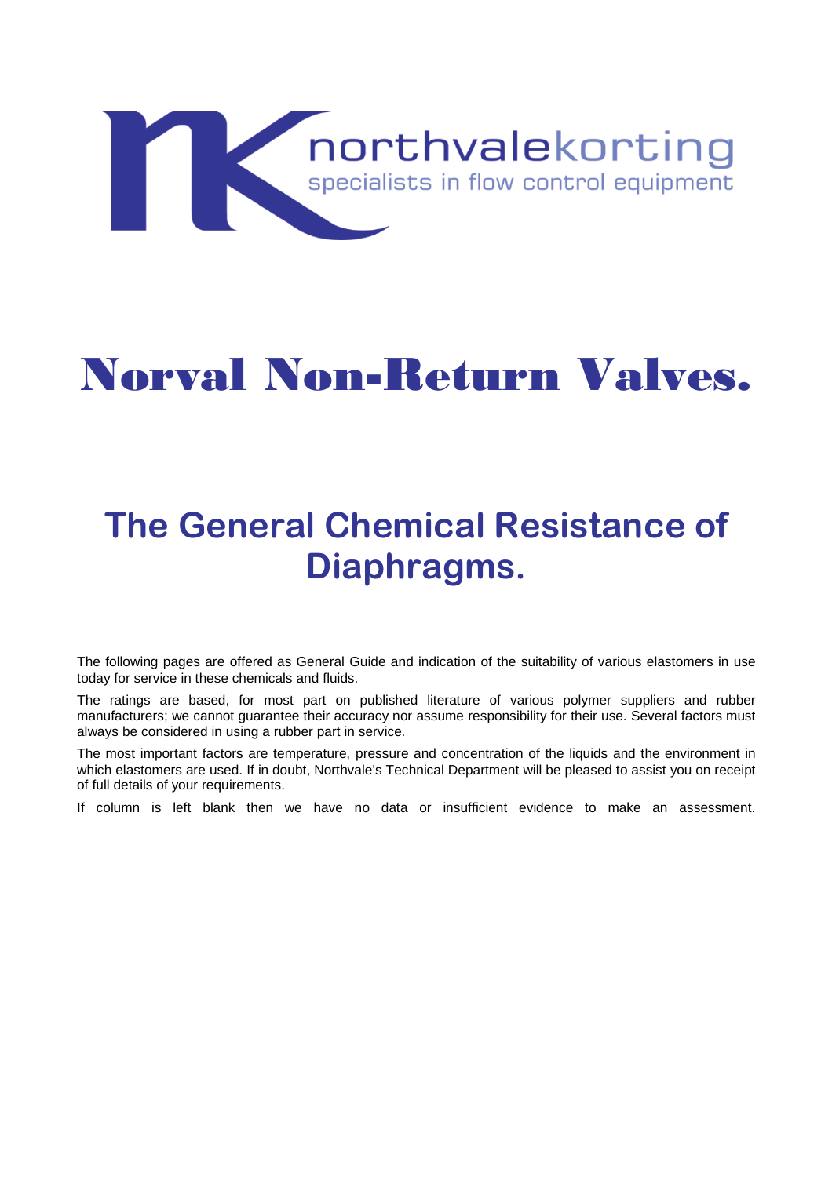northvalekorting
specialists in flow control equipment

# Norval Non-Return Valves.

## The General Chemical Resistance of Diaphragms.

The following pages are offered as General Guide and indication of the suitability of various elastomers in use today for service in these chemicals and fluids.

The ratings are based, for most part on published literature of various polymer suppliers and rubber manufacturers; we cannot guarantee their accuracy nor assume responsibility for their use. Several factors must always be considered in using a rubber part in service.

The most important factors are temperature, pressure and concentration of the liquids and the environment in which elastomers are used. If in doubt, Northvale's Technical Department will be pleased to assist you on receipt of full details of your requirements.

If column is left blank then we have no data or insufficient evidence to make an assessment.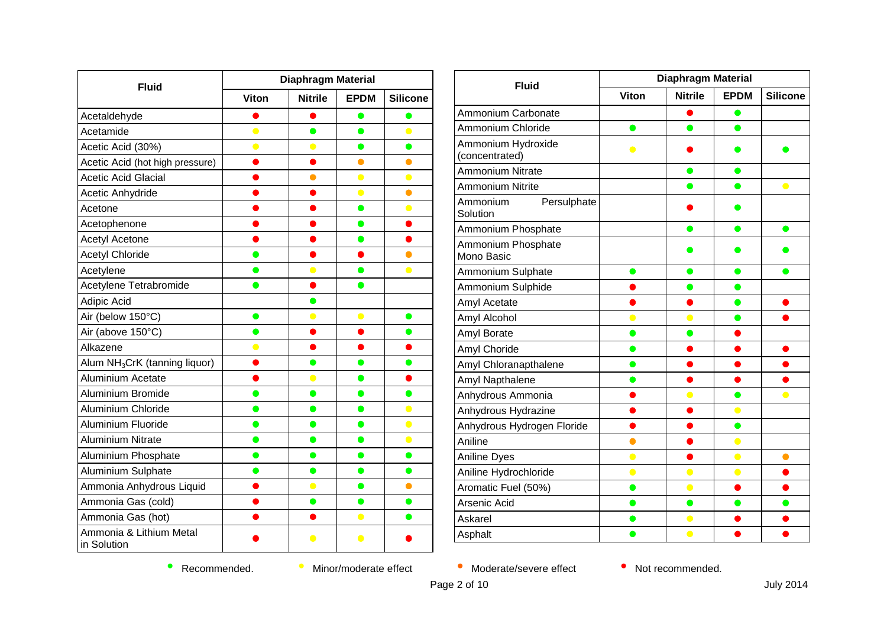| Fluid | Diaphragm Material | | | |
|---|---|---|---|---|
| | Viton | Nitrile | EPDM | Silicone |
| Acetaldehyde | Not recommended | Not recommended | Recommended | Recommended |
| Acetamide | Minor/moderate effect | Recommended | Recommended | Minor/moderate effect |
| Acetic Acid (30%) | Minor/moderate effect | Minor/moderate effect | Recommended | Recommended |
| Acetic Acid (hot high pressure) | Not recommended | Not recommended | Moderate/severe effect | Moderate/severe effect |
| Acetic Acid Glacial | Not recommended | Moderate/severe effect | Minor/moderate effect | Minor/moderate effect |
| Acetic Anhydride | Not recommended | Not recommended | Minor/moderate effect | Moderate/severe effect |
| Acetone | Not recommended | Not recommended | Recommended | Minor/moderate effect |
| Acetophenone | Not recommended | Not recommended | Recommended | Not recommended |
| Acetyl Acetone | Not recommended | Not recommended | Recommended | Not recommended |
| Acetyl Chloride | Recommended | Not recommended | Not recommended | Moderate/severe effect |
| Acetylene | Recommended | Minor/moderate effect | Recommended | Minor/moderate effect |
| Acetylene Tetrabromide | Recommended | Not recommended | Recommended | |
| Adipic Acid | | Recommended | | |
| Air (below 150°C) | Recommended | Minor/moderate effect | Minor/moderate effect | Recommended |
| Air (above 150°C) | Recommended | Not recommended | Not recommended | Recommended |
| Alkazene | Minor/moderate effect | Not recommended | Not recommended | Not recommended |
| Alum $NH_3CrK$ (tanning liquor) | Not recommended | Recommended | Recommended | Recommended |
| Aluminium Acetate | Not recommended | Minor/moderate effect | Recommended | Not recommended |
| Aluminium Bromide | Recommended | Recommended | Recommended | Recommended |
| Aluminium Chloride | Recommended | Recommended | Recommended | Minor/moderate effect |
| Aluminium Fluoride | Recommended | Recommended | Recommended | Minor/moderate effect |
| Aluminium Nitrate | Recommended | Recommended | Recommended | Minor/moderate effect |
| Aluminium Phosphate | Recommended | Recommended | Recommended | Recommended |
| Aluminium Sulphate | Recommended | Recommended | Recommended | Recommended |
| Ammonia Anhydrous Liquid | Not recommended | Minor/moderate effect | Recommended | Moderate/severe effect |
| Ammonia Gas (cold) | Not recommended | Recommended | Recommended | Recommended |
| Ammonia Gas (hot) | Not recommended | Not recommended | Minor/moderate effect | Recommended |
| Ammonia & Lithium Metal in Solution | Not recommended | Minor/moderate effect | Minor/moderate effect | Not recommended |
| Ammonium Carbonate | | Not recommended | Recommended | |
| Ammonium Chloride | Recommended | Recommended | Recommended | |
| Ammonium Hydroxide (concentrated) | Minor/moderate effect | Not recommended | Recommended | Recommended |
| Ammonium Nitrate | | Recommended | Recommended | |
| Ammonium Nitrite | | Recommended | Recommended | Minor/moderate effect |
| Ammonium Persulphate Solution | | Not recommended | Recommended | |
| Ammonium Phosphate | | Recommended | Recommended | Recommended |
| Ammonium Phosphate Mono Basic | | Recommended | Recommended | Recommended |
| Ammonium Sulphate | Recommended | Recommended | Recommended | Recommended |
| Ammonium Sulphide | Not recommended | Recommended | Recommended | |
| Amyl Acetate | Not recommended | Not recommended | Recommended | Not recommended |
| Amyl Alcohol | Minor/moderate effect | Minor/moderate effect | Recommended | Not recommended |
| Amyl Borate | Recommended | Recommended | Not recommended | |
| Amyl Choride | Recommended | Not recommended | Not recommended | Not recommended |
| Amyl Chloranapthalene | Recommended | Not recommended | Not recommended | Not recommended |
| Amyl Napthalene | Recommended | Not recommended | Not recommended | Not recommended |
| Anhydrous Ammonia | Not recommended | Minor/moderate effect | Recommended | Minor/moderate effect |
| Anhydrous Hydrazine | Not recommended | Not recommended | Minor/moderate effect | |
| Anhydrous Hydrogen Floride | Not recommended | Not recommended | Recommended | |
| Aniline | Moderate/severe effect | Not recommended | Minor/moderate effect | |
| Aniline Dyes | Minor/moderate effect | Not recommended | Minor/moderate effect | Moderate/severe effect |
| Aniline Hydrochloride | Minor/moderate effect | Minor/moderate effect | Minor/moderate effect | Not recommended |
| Aromatic Fuel (50%) | Recommended | Minor/moderate effect | Not recommended | Not recommended |
| Arsenic Acid | Recommended | Recommended | Recommended | Recommended |
| Askarel | Recommended | Minor/moderate effect | Not recommended | Not recommended |
| Asphalt | Recommended | Minor/moderate effect | Not recommended | Not recommended |

● Recommended. ● Minor/moderate effect ● Moderate/severe effect ● Not recommended.

July 2014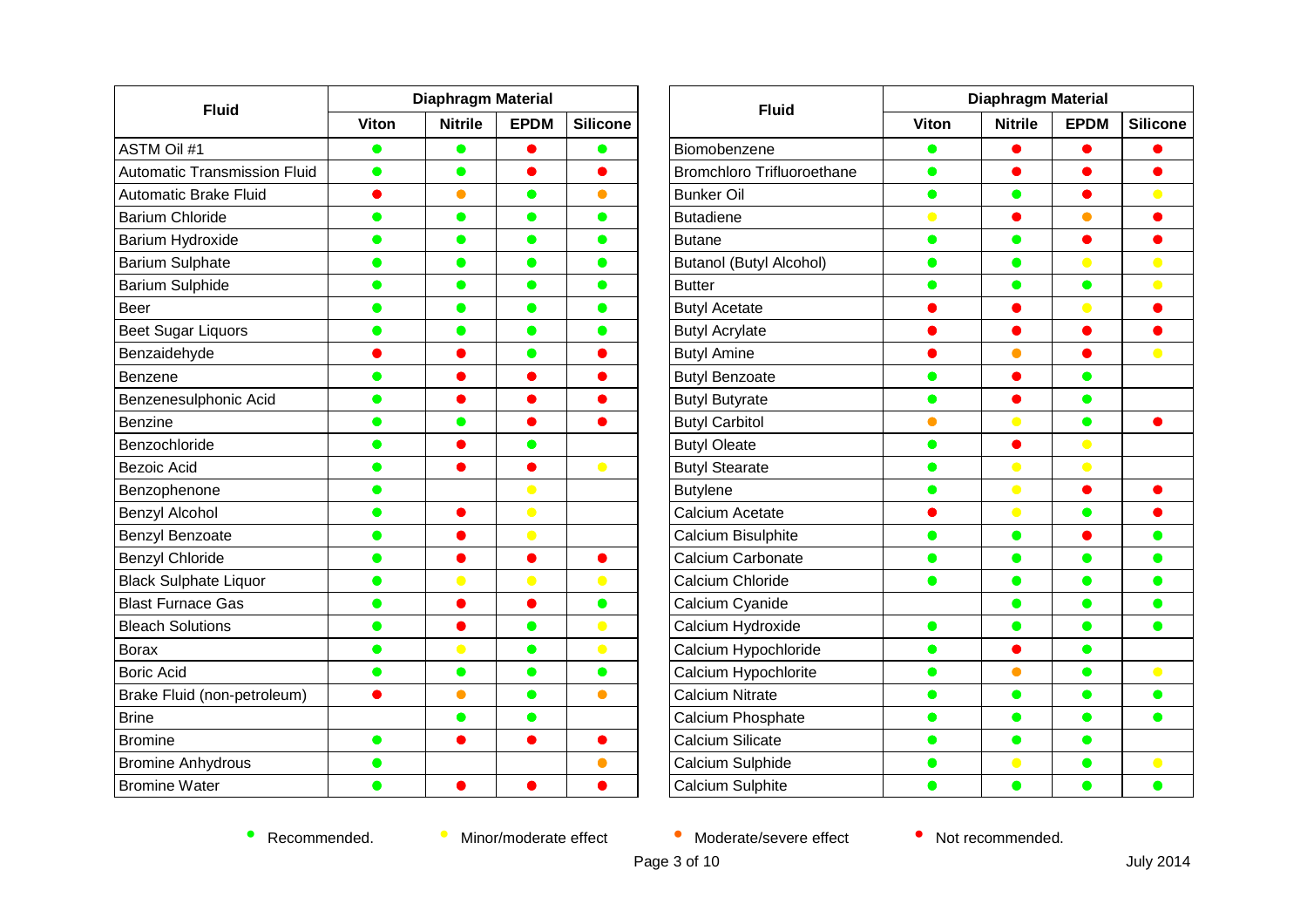| Fluid | Diaphragm Material | | | |
|---|---|---|---|---|
| | Viton | Nitrile | EPDM | Silicone |
| ASTM Oil #1 | Recommended | Recommended | Not recommended | Recommended |
| Automatic Transmission Fluid | Recommended | Recommended | Not recommended | Not recommended |
| Automatic Brake Fluid | Not recommended | Moderate/severe effect | Recommended | Moderate/severe effect |
| Barium Chloride | Recommended | Recommended | Recommended | Recommended |
| Barium Hydroxide | Recommended | Recommended | Recommended | Recommended |
| Barium Sulphate | Recommended | Recommended | Recommended | Recommended |
| Barium Sulphide | Recommended | Recommended | Recommended | Recommended |
| Beer | Recommended | Recommended | Recommended | Recommended |
| Beet Sugar Liquors | Recommended | Recommended | Recommended | Recommended |
| Benzaidehyde | Not recommended | Not recommended | Recommended | Not recommended |
| Benzene | Recommended | Not recommended | Not recommended | Not recommended |
| Benzenesulphonic Acid | Recommended | Not recommended | Not recommended | Not recommended |
| Benzine | Recommended | Recommended | Not recommended | Not recommended |
| Benzochloride | Recommended | Not recommended | Recommended | |
| Bezoic Acid | Recommended | Not recommended | Not recommended | Minor/moderate effect |
| Benzophenone | Recommended | | Minor/moderate effect | |
| Benzyl Alcohol | Recommended | Not recommended | Minor/moderate effect | |
| Benzyl Benzoate | Recommended | Not recommended | Minor/moderate effect | |
| Benzyl Chloride | Recommended | Not recommended | Not recommended | Not recommended |
| Black Sulphate Liquor | Recommended | Minor/moderate effect | Minor/moderate effect | Minor/moderate effect |
| Blast Furnace Gas | Recommended | Not recommended | Not recommended | Recommended |
| Bleach Solutions | Recommended | Not recommended | Recommended | Minor/moderate effect |
| Borax | Recommended | Minor/moderate effect | Recommended | Minor/moderate effect |
| Boric Acid | Recommended | Recommended | Recommended | Recommended |
| Brake Fluid (non-petroleum) | Not recommended | Moderate/severe effect | Recommended | Moderate/severe effect |
| Brine | | Recommended | Recommended | |
| Bromine | Recommended | Not recommended | Not recommended | Not recommended |
| Bromine Anhydrous | Recommended | | | Moderate/severe effect |
| Bromine Water | Recommended | Not recommended | Not recommended | Not recommended |
| Biomobenzene | Recommended | Not recommended | Not recommended | Not recommended |
| Bromchloro Trifluoroethane | Recommended | Not recommended | Not recommended | Not recommended |
| Bunker Oil | Recommended | Recommended | Not recommended | Minor/moderate effect |
| Butadiene | Minor/moderate effect | Not recommended | Moderate/severe effect | Not recommended |
| Butane | Recommended | Recommended | Not recommended | Not recommended |
| Butanol (Butyl Alcohol) | Recommended | Recommended | Minor/moderate effect | Minor/moderate effect |
| Butter | Recommended | Recommended | Recommended | Minor/moderate effect |
| Butyl Acetate | Not recommended | Not recommended | Minor/moderate effect | Not recommended |
| Butyl Acrylate | Not recommended | Not recommended | Not recommended | Not recommended |
| Butyl Amine | Not recommended | Moderate/severe effect | Not recommended | Minor/moderate effect |
| Butyl Benzoate | Recommended | Not recommended | Recommended | |
| Butyl Butyrate | Recommended | Not recommended | Recommended | |
| Butyl Carbitol | Moderate/severe effect | Minor/moderate effect | Recommended | Not recommended |
| Butyl Oleate | Recommended | Not recommended | Minor/moderate effect | |
| Butyl Stearate | Recommended | Minor/moderate effect | Minor/moderate effect | |
| Butylene | Recommended | Minor/moderate effect | Not recommended | Not recommended |
| Calcium Acetate | Not recommended | Minor/moderate effect | Recommended | Not recommended |
| Calcium Bisulphite | Recommended | Recommended | Not recommended | Recommended |
| Calcium Carbonate | Recommended | Recommended | Recommended | Recommended |
| Calcium Chloride | Recommended | Recommended | Recommended | Recommended |
| Calcium Cyanide | | Recommended | Recommended | Recommended |
| Calcium Hydroxide | Recommended | Recommended | Recommended | Recommended |
| Calcium Hypochloride | Recommended | Not recommended | Recommended | |
| Calcium Hypochlorite | Recommended | Moderate/severe effect | Recommended | Minor/moderate effect |
| Calcium Nitrate | Recommended | Recommended | Recommended | Recommended |
| Calcium Phosphate | Recommended | Recommended | Recommended | Recommended |
| Calcium Silicate | Recommended | Recommended | Recommended | |
| Calcium Sulphide | Recommended | Minor/moderate effect | Recommended | Minor/moderate effect |
| Calcium Sulphite | Recommended | Recommended | Recommended | Recommended |

Legend: ● Recommended. ● Minor/moderate effect ● Moderate/severe effect ● Not recommended.

July 2014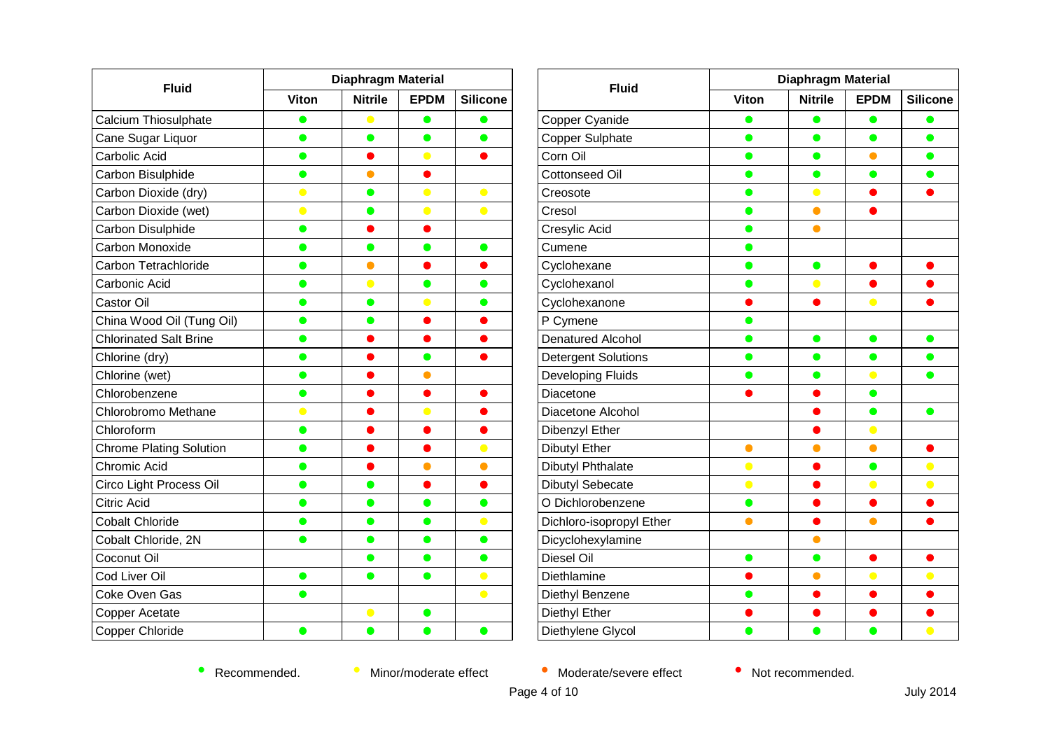| Fluid | Diaphragm Material | | | |
|---|---|---|---|---|
| | Viton | Nitrile | EPDM | Silicone |
| Calcium Thiosulphate | 🟢 | 🟡 | 🟢 | 🟢 |
| Cane Sugar Liquor | 🟢 | 🟢 | 🟢 | 🟢 |
| Carbolic Acid | 🟢 | 🔴 | 🟡 | 🔴 |
| Carbon Bisulphide | 🟢 | 🟠 | 🔴 | |
| Carbon Dioxide (dry) | 🟡 | 🟢 | 🟡 | 🟡 |
| Carbon Dioxide (wet) | 🟡 | 🟢 | 🟡 | 🟡 |
| Carbon Disulphide | 🟢 | 🔴 | 🔴 | |
| Carbon Monoxide | 🟢 | 🟢 | 🟢 | 🟢 |
| Carbon Tetrachloride | 🟢 | 🟠 | 🔴 | 🔴 |
| Carbonic Acid | 🟢 | 🟡 | 🟢 | 🟢 |
| Castor Oil | 🟢 | 🟢 | 🟡 | 🟢 |
| China Wood Oil (Tung Oil) | 🟢 | 🟢 | 🔴 | 🔴 |
| Chlorinated Salt Brine | 🟢 | 🔴 | 🔴 | 🔴 |
| Chlorine (dry) | 🟢 | 🔴 | 🟢 | 🔴 |
| Chlorine (wet) | 🟢 | 🔴 | 🟠 | |
| Chlorobenzene | 🟢 | 🔴 | 🔴 | 🔴 |
| Chlorobromo Methane | 🟡 | 🔴 | 🟡 | 🔴 |
| Chloroform | 🟢 | 🔴 | 🔴 | 🔴 |
| Chrome Plating Solution | 🟢 | 🔴 | 🔴 | 🟡 |
| Chromic Acid | 🟢 | 🔴 | 🟠 | 🟠 |
| Circo Light Process Oil | 🟢 | 🟢 | 🔴 | 🔴 |
| Citric Acid | 🟢 | 🟢 | 🟢 | 🟢 |
| Cobalt Chloride | 🟢 | 🟢 | 🟢 | 🟡 |
| Cobalt Chloride, 2N | 🟢 | 🟢 | 🟢 | 🟢 |
| Coconut Oil | | 🟢 | 🟢 | 🟢 |
| Cod Liver Oil | 🟢 | 🟢 | 🟢 | 🟡 |
| Coke Oven Gas | 🟢 | | | 🟡 |
| Copper Acetate | | 🟡 | 🟢 | |
| Copper Chloride | 🟢 | 🟢 | 🟢 | 🟢 |
| Copper Cyanide | 🟢 | 🟢 | 🟢 | 🟢 |
| Copper Sulphate | 🟢 | 🟢 | 🟢 | 🟢 |
| Corn Oil | 🟢 | 🟢 | 🟠 | 🟢 |
| Cottonseed Oil | 🟢 | 🟢 | 🟢 | 🟢 |
| Creosote | 🟢 | 🟡 | 🔴 | 🔴 |
| Cresol | 🟢 | 🟠 | 🔴 | |
| Cresylic Acid | 🟢 | 🟠 | | |
| Cumene | 🟢 | | | |
| Cyclohexane | 🟢 | 🟢 | 🔴 | 🔴 |
| Cyclohexanol | 🟢 | 🟡 | 🔴 | 🔴 |
| Cyclohexanone | 🔴 | 🔴 | 🟡 | 🔴 |
| P Cymene | 🟢 | | | |
| Denatured Alcohol | 🟢 | 🟢 | 🟢 | 🟢 |
| Detergent Solutions | 🟢 | 🟢 | 🟢 | 🟢 |
| Developing Fluids | 🟢 | 🟢 | 🟡 | 🟢 |
| Diacetone | 🔴 | 🔴 | 🟢 | |
| Diacetone Alcohol | | 🔴 | 🟢 | 🟢 |
| Dibenzyl Ether | | 🔴 | 🟡 | |
| Dibutyl Ether | 🟠 | 🟠 | 🟠 | 🔴 |
| Dibutyl Phthalate | 🟡 | 🔴 | 🟢 | 🟡 |
| Dibutyl Sebecate | 🟡 | 🔴 | 🟡 | 🟡 |
| O Dichlorobenzene | 🟢 | 🔴 | 🔴 | 🔴 |
| Dichloro-isopropyl Ether | 🟠 | 🔴 | 🟠 | 🔴 |
| Dicyclohexylamine | | 🟠 | | |
| Diesel Oil | 🟢 | 🟢 | 🔴 | 🔴 |
| Diethlamine | 🔴 | 🟠 | 🟡 | 🟡 |
| Diethyl Benzene | 🟢 | 🔴 | 🔴 | 🔴 |
| Diethyl Ether | 🔴 | 🔴 | 🔴 | 🔴 |
| Diethylene Glycol | 🟢 | 🟢 | 🟢 | 🟡 |

🟢 Recommended. 🟡 Minor/moderate effect 🟠 Moderate/severe effect 🔴 Not recommended.

July 2014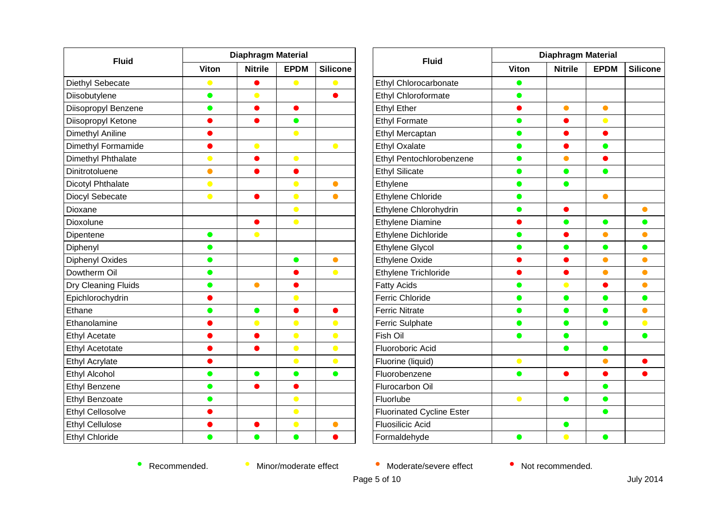| Fluid | Diaphragm Material | | | |
|---|---|---|---|---|
| | Viton | Nitrile | EPDM | Silicone |
| Diethyl Sebecate | Minor/moderate effect | Not recommended | Minor/moderate effect | Minor/moderate effect |
| Diisobutylene | Recommended | Minor/moderate effect | | Not recommended |
| Diisopropyl Benzene | Recommended | Not recommended | Not recommended | |
| Diisopropyl Ketone | Not recommended | Not recommended | Recommended | |
| Dimethyl Aniline | Not recommended | | Minor/moderate effect | |
| Dimethyl Formamide | Not recommended | Minor/moderate effect | | Minor/moderate effect |
| Dimethyl Phthalate | Minor/moderate effect | Not recommended | Minor/moderate effect | |
| Dinitrotoluene | Moderate/severe effect | Not recommended | Not recommended | |
| Dicotyl Phthalate | Minor/moderate effect | | Minor/moderate effect | Moderate/severe effect |
| Diocyl Sebecate | Minor/moderate effect | Not recommended | Minor/moderate effect | Moderate/severe effect |
| Dioxane | | | Minor/moderate effect | |
| Dioxolune | | Not recommended | Minor/moderate effect | |
| Dipentene | Recommended | Minor/moderate effect | | |
| Diphenyl | Recommended | | | |
| Diphenyl Oxides | Recommended | | Recommended | Moderate/severe effect |
| Dowtherm Oil | Recommended | | Not recommended | Minor/moderate effect |
| Dry Cleaning Fluids | Recommended | Moderate/severe effect | Not recommended | |
| Epichlorochydrin | Not recommended | | Minor/moderate effect | |
| Ethane | Recommended | Recommended | Not recommended | Not recommended |
| Ethanolamine | Not recommended | Minor/moderate effect | Minor/moderate effect | Minor/moderate effect |
| Ethyl Acetate | Not recommended | Not recommended | Minor/moderate effect | Minor/moderate effect |
| Ethyl Acetotate | Not recommended | Not recommended | Minor/moderate effect | Minor/moderate effect |
| Ethyl Acrylate | Not recommended | | Minor/moderate effect | Minor/moderate effect |
| Ethyl Alcohol | Recommended | Recommended | Recommended | Recommended |
| Ethyl Benzene | Recommended | Not recommended | Not recommended | |
| Ethyl Benzoate | Recommended | | Minor/moderate effect | |
| Ethyl Cellosolve | Not recommended | | Minor/moderate effect | |
| Ethyl Cellulose | Not recommended | Not recommended | Minor/moderate effect | Moderate/severe effect |
| Ethyl Chloride | Recommended | Recommended | Recommended | Not recommended |

| Fluid | Diaphragm Material | | | |
|---|---|---|---|---|
| | Viton | Nitrile | EPDM | Silicone |
| Ethyl Chlorocarbonate | Recommended | | | |
| Ethyl Chloroformate | Recommended | | | |
| Ethyl Ether | Not recommended | Moderate/severe effect | Moderate/severe effect | |
| Ethyl Formate | Recommended | Not recommended | Minor/moderate effect | |
| Ethyl Mercaptan | Recommended | Not recommended | Not recommended | |
| Ethyl Oxalate | Recommended | Not recommended | Recommended | |
| Ethyl Pentochlorobenzene | Recommended | Moderate/severe effect | Not recommended | |
| Ethyl Silicate | Recommended | Recommended | Recommended | |
| Ethylene | Recommended | Recommended | | |
| Ethylene Chloride | Recommended | | Moderate/severe effect | |
| Ethylene Chlorohydrin | Recommended | Not recommended | | Moderate/severe effect |
| Ethylene Diamine | Not recommended | Recommended | Recommended | Recommended |
| Ethylene Dichloride | Recommended | Not recommended | Moderate/severe effect | Moderate/severe effect |
| Ethylene Glycol | Recommended | Recommended | Recommended | Recommended |
| Ethylene Oxide | Not recommended | Not recommended | Moderate/severe effect | Moderate/severe effect |
| Ethylene Trichloride | Not recommended | Not recommended | Moderate/severe effect | Moderate/severe effect |
| Fatty Acids | Recommended | Minor/moderate effect | Not recommended | Moderate/severe effect |
| Ferric Chloride | Recommended | Recommended | Recommended | Recommended |
| Ferric Nitrate | Recommended | Recommended | Recommended | Moderate/severe effect |
| Ferric Sulphate | Recommended | Recommended | Recommended | Minor/moderate effect |
| Fish Oil | Recommended | Recommended | | Recommended |
| Fluoroboric Acid | | Recommended | Recommended | |
| Fluorine (liquid) | Minor/moderate effect | | Moderate/severe effect | Not recommended |
| Fluorobenzene | Recommended | Not recommended | Not recommended | Not recommended |
| Flurocarbon Oil | | | Recommended | |
| Fluorlube | Minor/moderate effect | Recommended | Recommended | |
| Fluorinated Cycline Ester | | | Recommended | |
| Fluosilicic Acid | | Recommended | | |
| Formaldehyde | Recommended | Minor/moderate effect | Recommended | |

Recommended. Minor/moderate effect Moderate/severe effect Not recommended.

July 2014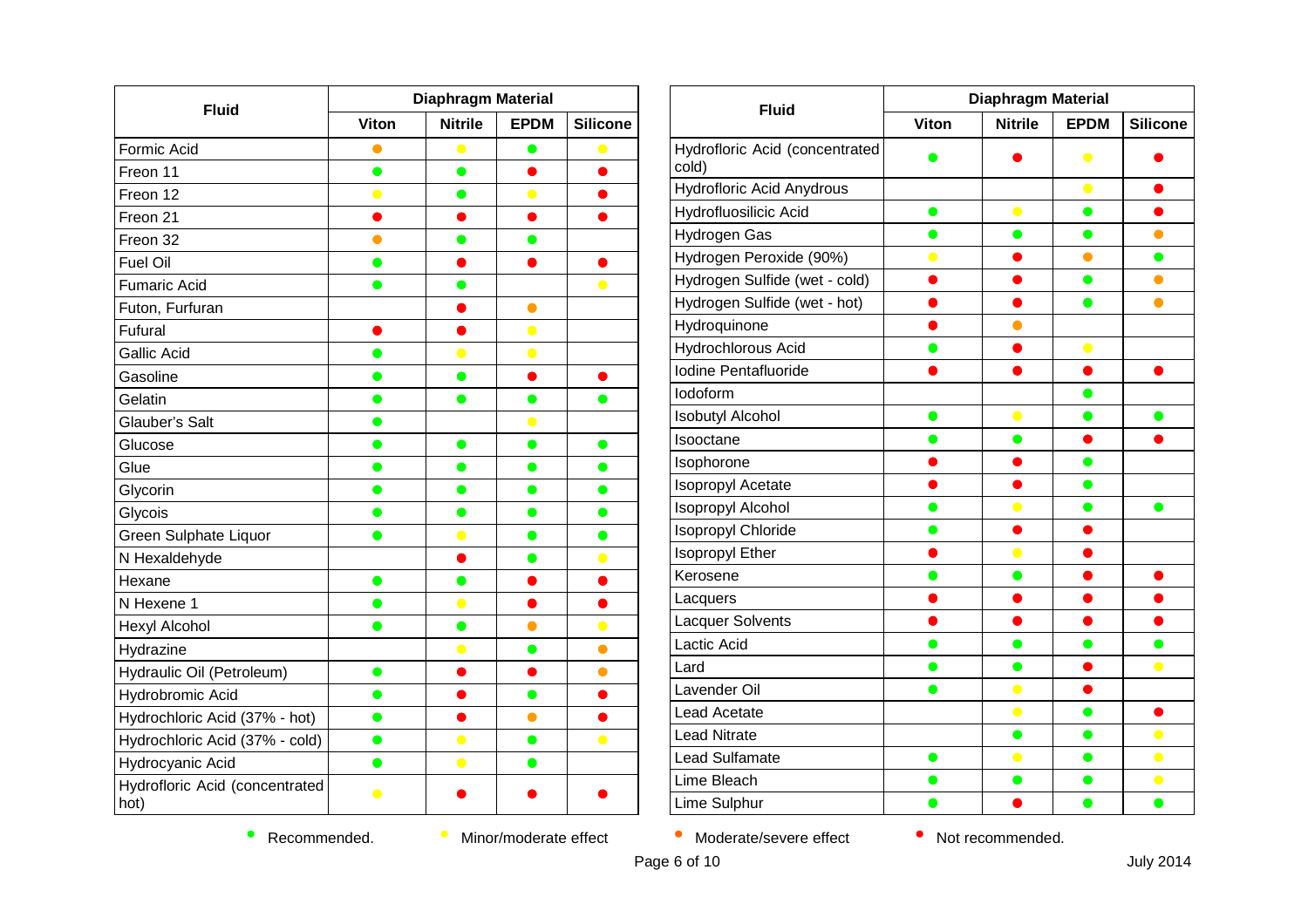| Fluid | Diaphragm Material | | | |
|---|---|---|---|---|
| | Viton | Nitrile | EPDM | Silicone |
| Formic Acid | Moderate/severe effect | Minor/moderate effect | Recommended | Minor/moderate effect |
| Freon 11 | Recommended | Recommended | Not recommended | Not recommended |
| Freon 12 | Minor/moderate effect | Recommended | Minor/moderate effect | Not recommended |
| Freon 21 | Not recommended | Not recommended | Not recommended | Not recommended |
| Freon 32 | Moderate/severe effect | Recommended | Recommended | |
| Fuel Oil | Recommended | Not recommended | Not recommended | Not recommended |
| Fumaric Acid | Recommended | Recommended | | Minor/moderate effect |
| Futon, Furfuran | | Not recommended | Moderate/severe effect | |
| Fufural | Not recommended | Not recommended | Minor/moderate effect | |
| Gallic Acid | Recommended | Minor/moderate effect | Minor/moderate effect | |
| Gasoline | Recommended | Recommended | Not recommended | Not recommended |
| Gelatin | Recommended | Recommended | Recommended | Recommended |
| Glauber's Salt | Recommended | | Minor/moderate effect | |
| Glucose | Recommended | Recommended | Recommended | Recommended |
| Glue | Recommended | Recommended | Recommended | Recommended |
| Glycorin | Recommended | Recommended | Recommended | Recommended |
| Glycois | Recommended | Recommended | Recommended | Recommended |
| Green Sulphate Liquor | Recommended | Minor/moderate effect | Recommended | Recommended |
| N Hexaldehyde | | Not recommended | Recommended | Minor/moderate effect |
| Hexane | Recommended | Recommended | Not recommended | Not recommended |
| N Hexene 1 | Recommended | Minor/moderate effect | Not recommended | Not recommended |
| Hexyl Alcohol | Recommended | Recommended | Moderate/severe effect | Minor/moderate effect |
| Hydrazine | | Minor/moderate effect | Recommended | Moderate/severe effect |
| Hydraulic Oil (Petroleum) | Recommended | Not recommended | Not recommended | Moderate/severe effect |
| Hydrobromic Acid | Recommended | Not recommended | Recommended | Not recommended |
| Hydrochloric Acid (37% - hot) | Recommended | Not recommended | Moderate/severe effect | Not recommended |
| Hydrochloric Acid (37% - cold) | Recommended | Minor/moderate effect | Recommended | Minor/moderate effect |
| Hydrocyanic Acid | Recommended | Minor/moderate effect | Recommended | |
| Hydrofloric Acid (concentrated hot) | Minor/moderate effect | Not recommended | Not recommended | Not recommended |
| Hydrofloric Acid (concentrated cold) | Recommended | Not recommended | Minor/moderate effect | Not recommended |
| Hydrofloric Acid Anydrous | | | Minor/moderate effect | Not recommended |
| Hydrofluosilicic Acid | Recommended | Minor/moderate effect | Recommended | Not recommended |
| Hydrogen Gas | Recommended | Recommended | Recommended | Moderate/severe effect |
| Hydrogen Peroxide (90%) | Minor/moderate effect | Not recommended | Moderate/severe effect | Recommended |
| Hydrogen Sulfide (wet - cold) | Not recommended | Not recommended | Recommended | Moderate/severe effect |
| Hydrogen Sulfide (wet - hot) | Not recommended | Not recommended | Recommended | Moderate/severe effect |
| Hydroquinone | Not recommended | Moderate/severe effect | | |
| Hydrochlorous Acid | Recommended | Not recommended | Minor/moderate effect | |
| Iodine Pentafluoride | Not recommended | Not recommended | Not recommended | Not recommended |
| Iodoform | | | Recommended | |
| Isobutyl Alcohol | Recommended | Minor/moderate effect | Recommended | Recommended |
| Isooctane | Recommended | Recommended | Not recommended | Not recommended |
| Isophorone | Not recommended | Not recommended | Recommended | |
| Isopropyl Acetate | Not recommended | Not recommended | Recommended | |
| Isopropyl Alcohol | Recommended | Minor/moderate effect | Recommended | Recommended |
| Isopropyl Chloride | Recommended | Not recommended | Not recommended | |
| Isopropyl Ether | Not recommended | Minor/moderate effect | Not recommended | |
| Kerosene | Recommended | Recommended | Not recommended | Not recommended |
| Lacquers | Not recommended | Not recommended | Not recommended | Not recommended |
| Lacquer Solvents | Not recommended | Not recommended | Not recommended | Not recommended |
| Lactic Acid | Recommended | Recommended | Recommended | Recommended |
| Lard | Recommended | Recommended | Not recommended | Minor/moderate effect |
| Lavender Oil | Recommended | Minor/moderate effect | Not recommended | |
| Lead Acetate | | Minor/moderate effect | Recommended | Not recommended |
| Lead Nitrate | | Recommended | Recommended | Minor/moderate effect |
| Lead Sulfamate | Recommended | Minor/moderate effect | Recommended | Minor/moderate effect |
| Lime Bleach | Recommended | Recommended | Recommended | Minor/moderate effect |
| Lime Sulphur | Recommended | Not recommended | Recommended | Recommended |

Legend: ● (green) Recommended. ● (yellow) Minor/moderate effect ● (orange) Moderate/severe effect ● (red) Not recommended.

July 2014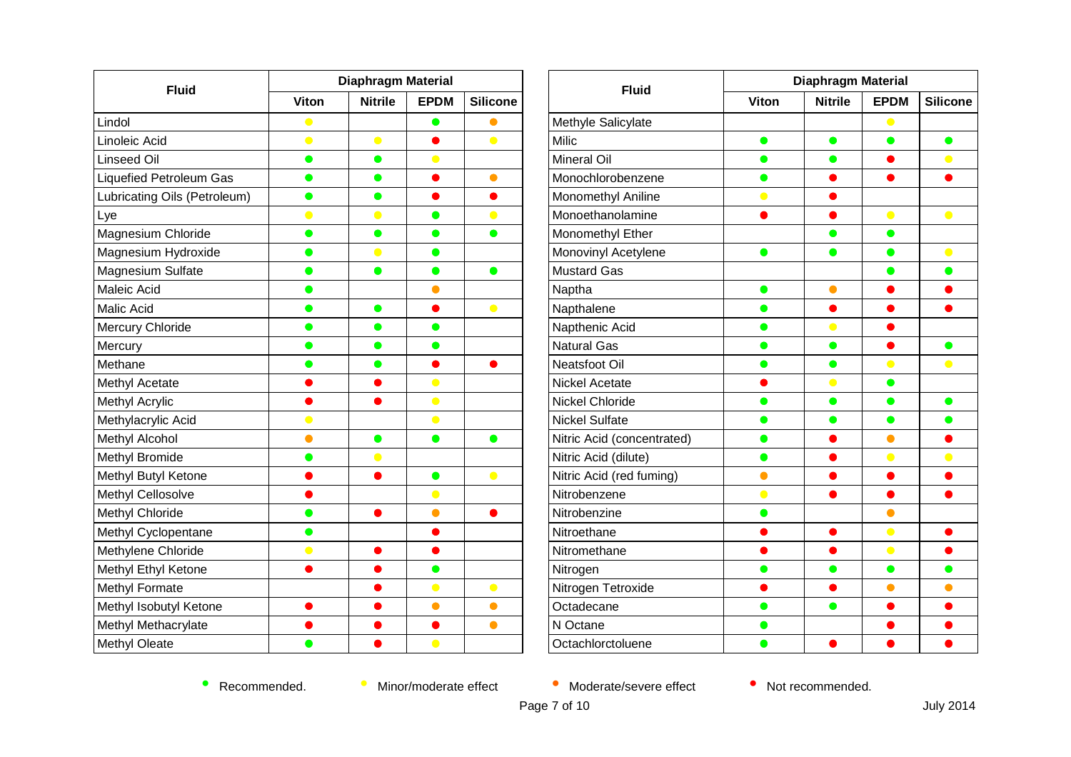| Fluid | Diaphragm Material | | | |
|---|---|---|---|---|
| | Viton | Nitrile | EPDM | Silicone |
| Lindol | Yellow | | Green | Orange |
| Linoleic Acid | Yellow | Yellow | Red | Yellow |
| Linseed Oil | Green | Green | Yellow | |
| Liquefied Petroleum Gas | Green | Green | Red | Orange |
| Lubricating Oils (Petroleum) | Green | Green | Red | Red |
| Lye | Yellow | Yellow | Green | Yellow |
| Magnesium Chloride | Green | Green | Green | Green |
| Magnesium Hydroxide | Green | Yellow | Green | |
| Magnesium Sulfate | Green | Green | Green | Green |
| Maleic Acid | Green | | Orange | |
| Malic Acid | Green | Green | Red | Yellow |
| Mercury Chloride | Green | Green | Green | |
| Mercury | Green | Green | Green | |
| Methane | Green | Green | Red | Red |
| Methyl Acetate | Red | Red | Yellow | |
| Methyl Acrylic | Red | Red | Yellow | |
| Methylacrylic Acid | Yellow | | Yellow | |
| Methyl Alcohol | Orange | Green | Green | Green |
| Methyl Bromide | Green | Yellow | | |
| Methyl Butyl Ketone | Red | Red | Green | Yellow |
| Methyl Cellosolve | Red | | Yellow | |
| Methyl Chloride | Green | Red | Orange | Red |
| Methyl Cyclopentane | Green | | Red | |
| Methylene Chloride | Yellow | Red | Red | |
| Methyl Ethyl Ketone | Red | Red | Green | |
| Methyl Formate | | Red | Yellow | Yellow |
| Methyl Isobutyl Ketone | Red | Red | Orange | Orange |
| Methyl Methacrylate | Red | Red | Red | Orange |
| Methyl Oleate | Green | Red | Yellow | |

| Fluid | Diaphragm Material | | | |
|---|---|---|---|---|
| | Viton | Nitrile | EPDM | Silicone |
| Methyle Salicylate | | | Yellow | |
| Milic | Green | Green | Green | Green |
| Mineral Oil | Green | Green | Red | Yellow |
| Monochlorobenzene | Green | Red | Red | Red |
| Monomethyl Aniline | Yellow | Red | | |
| Monoethanolamine | Red | Red | Yellow | Yellow |
| Monomethyl Ether | | Green | Green | |
| Monovinyl Acetylene | Green | Green | Green | Yellow |
| Mustard Gas | | | Green | Green |
| Naptha | Green | Orange | Red | Red |
| Napthalene | Green | Red | Red | Red |
| Napthenic Acid | Green | Yellow | Red | |
| Natural Gas | Green | Green | Red | Green |
| Neatsfoot Oil | Green | Green | Yellow | Yellow |
| Nickel Acetate | Red | Yellow | Green | |
| Nickel Chloride | Green | Green | Green | Green |
| Nickel Sulfate | Green | Green | Green | Green |
| Nitric Acid (concentrated) | Green | Red | Orange | Red |
| Nitric Acid (dilute) | Green | Red | Yellow | Yellow |
| Nitric Acid (red fuming) | Orange | Red | Red | Red |
| Nitrobenzene | Yellow | Red | Red | Red |
| Nitrobenzine | Green | | Orange | |
| Nitroethane | Red | Red | Yellow | Red |
| Nitromethane | Red | Red | Yellow | Red |
| Nitrogen | Green | Green | Green | Green |
| Nitrogen Tetroxide | Red | Red | Orange | Orange |
| Octadecane | Green | Green | Red | Red |
| N Octane | Green | | Red | Red |
| Octachlorctoluene | Green | Red | Red | Red |

● (Green) Recommended. ● (Yellow) Minor/moderate effect ● (Orange) Moderate/severe effect ● (Red) Not recommended.

July 2014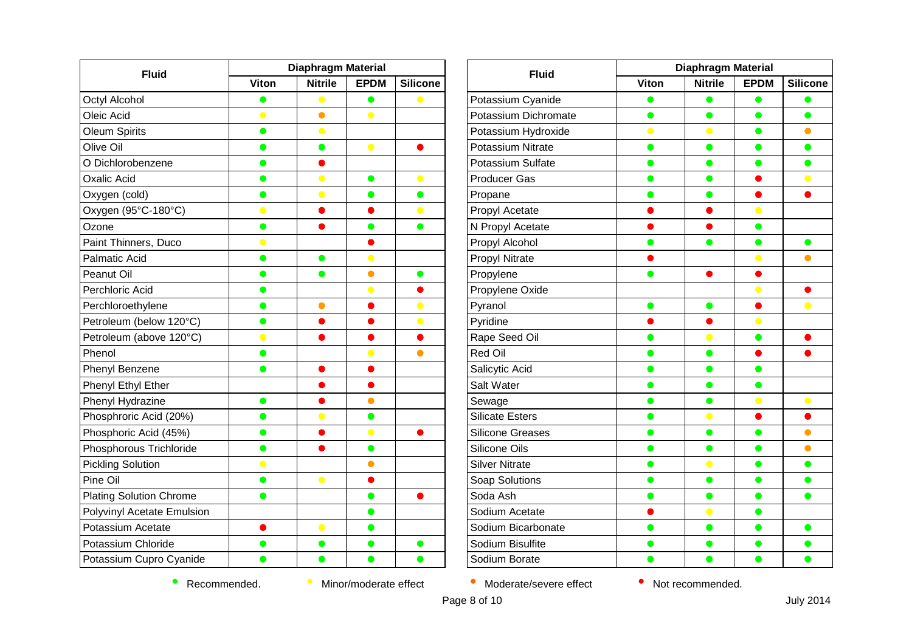| Fluid | Diaphragm Material | | | |
|---|---|---|---|---|
| | Viton | Nitrile | EPDM | Silicone |
| Octyl Alcohol | 🟢 | 🟡 | 🟢 | 🟡 |
| Oleic Acid | 🟡 | 🟠 | 🟡 | |
| Oleum Spirits | 🟢 | 🟡 | | |
| Olive Oil | 🟢 | 🟢 | 🟡 | 🔴 |
| O Dichlorobenzene | 🟢 | 🔴 | | |
| Oxalic Acid | 🟢 | 🟡 | 🟢 | 🟡 |
| Oxygen (cold) | 🟢 | 🟡 | 🟢 | 🟢 |
| Oxygen (95°C-180°C) | 🟡 | 🔴 | 🔴 | 🟡 |
| Ozone | 🟢 | 🔴 | 🟢 | 🟢 |
| Paint Thinners, Duco | 🟡 | | 🔴 | |
| Palmatic Acid | 🟢 | 🟢 | 🟡 | |
| Peanut Oil | 🟢 | 🟢 | 🟠 | 🟢 |
| Perchloric Acid | 🟢 | | 🟡 | 🔴 |
| Perchloroethylene | 🟢 | 🟠 | 🔴 | 🟡 |
| Petroleum (below 120°C) | 🟢 | 🔴 | 🔴 | 🟡 |
| Petroleum (above 120°C) | 🟡 | 🔴 | 🔴 | 🔴 |
| Phenol | 🟢 | | 🟡 | 🟠 |
| Phenyl Benzene | 🟢 | 🔴 | 🔴 | |
| Phenyl Ethyl Ether | | 🔴 | 🔴 | |
| Phenyl Hydrazine | 🟢 | 🔴 | 🟠 | |
| Phosphroric Acid (20%) | 🟢 | 🟡 | 🟢 | |
| Phosphoric Acid (45%) | 🟢 | 🔴 | 🟡 | 🔴 |
| Phosphorous Trichloride | 🟢 | 🔴 | 🟢 | |
| Pickling Solution | 🟡 | | 🟠 | |
| Pine Oil | 🟢 | 🟡 | 🔴 | |
| Plating Solution Chrome | 🟢 | | 🟢 | 🔴 |
| Polyvinyl Acetate Emulsion | | | 🟢 | |
| Potassium Acetate | 🔴 | 🟡 | 🟢 | |
| Potassium Chloride | 🟢 | 🟢 | 🟢 | 🟢 |
| Potassium Cupro Cyanide | 🟢 | 🟢 | 🟢 | 🟢 |

| Fluid | Diaphragm Material | | | |
|---|---|---|---|---|
| | Viton | Nitrile | EPDM | Silicone |
| Potassium Cyanide | 🟢 | 🟢 | 🟢 | 🟢 |
| Potassium Dichromate | 🟢 | 🟢 | 🟢 | 🟢 |
| Potassium Hydroxide | 🟡 | 🟡 | 🟢 | 🟠 |
| Potassium Nitrate | 🟢 | 🟢 | 🟢 | 🟢 |
| Potassium Sulfate | 🟢 | 🟢 | 🟢 | 🟢 |
| Producer Gas | 🟢 | 🟢 | 🔴 | 🟡 |
| Propane | 🟢 | 🟢 | 🔴 | 🔴 |
| Propyl Acetate | 🔴 | 🔴 | 🟡 | |
| N Propyl Acetate | 🔴 | 🔴 | 🟢 | |
| Propyl Alcohol | 🟢 | 🟢 | 🟢 | 🟢 |
| Propyl Nitrate | 🔴 | | 🟡 | 🟠 |
| Propylene | 🟢 | 🔴 | 🔴 | |
| Propylene Oxide | | | 🟡 | 🔴 |
| Pyranol | 🟢 | 🟢 | 🔴 | 🟡 |
| Pyridine | 🔴 | 🔴 | 🟡 | |
| Rape Seed Oil | 🟢 | 🟡 | 🟢 | 🔴 |
| Red Oil | 🟢 | 🟢 | 🔴 | 🔴 |
| Salicytic Acid | 🟢 | 🟢 | 🟢 | |
| Salt Water | 🟢 | 🟢 | 🟢 | |
| Sewage | 🟢 | 🟢 | 🟡 | 🟡 |
| Silicate Esters | 🟢 | 🟡 | 🔴 | 🔴 |
| Silicone Greases | 🟢 | 🟢 | 🟢 | 🟠 |
| Silicone Oils | 🟢 | 🟢 | 🟢 | 🟠 |
| Silver Nitrate | 🟢 | 🟡 | 🟢 | 🟢 |
| Soap Solutions | 🟢 | 🟢 | 🟢 | 🟢 |
| Soda Ash | 🟢 | 🟢 | 🟢 | 🟢 |
| Sodium Acetate | 🔴 | 🟡 | 🟢 | |
| Sodium Bicarbonate | 🟢 | 🟢 | 🟢 | 🟢 |
| Sodium Bisulfite | 🟢 | 🟢 | 🟢 | 🟢 |
| Sodium Borate | 🟢 | 🟢 | 🟢 | 🟢 |

🟢 Recommended. 🟡 Minor/moderate effect 🟠 Moderate/severe effect 🔴 Not recommended.

July 2014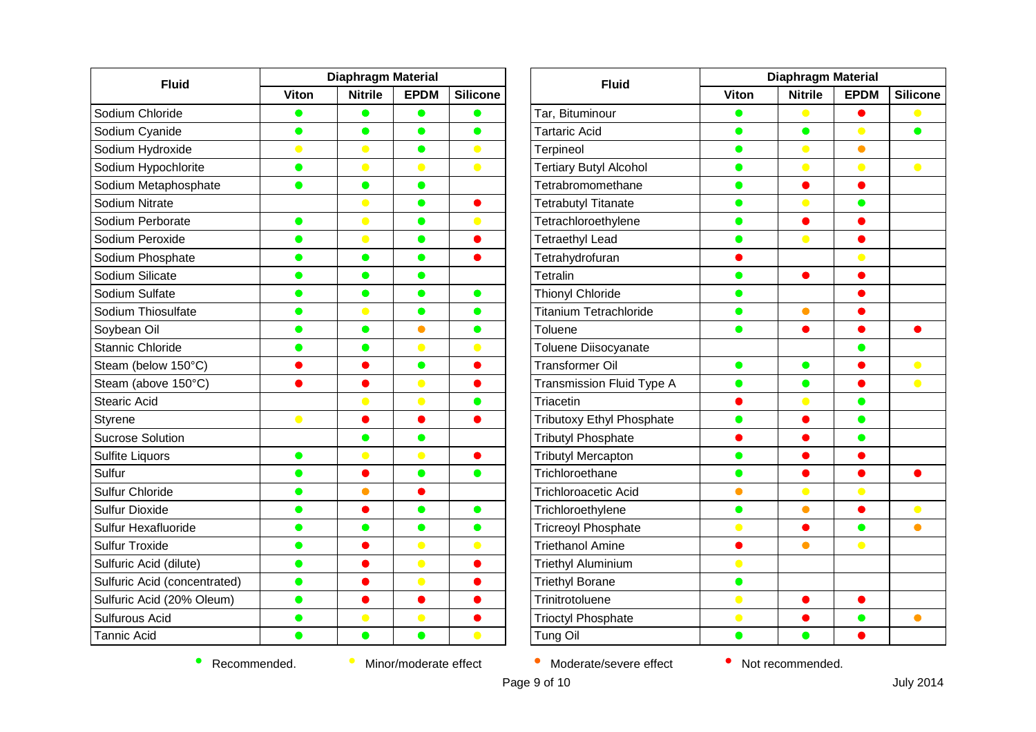| Fluid | Diaphragm Material | | | |
|---|---|---|---|---|
| | Viton | Nitrile | EPDM | Silicone |
| Sodium Chloride | 🟢 | 🟢 | 🟢 | 🟢 |
| Sodium Cyanide | 🟢 | 🟢 | 🟢 | 🟢 |
| Sodium Hydroxide | 🟡 | 🟡 | 🟢 | 🟡 |
| Sodium Hypochlorite | 🟢 | 🟡 | 🟡 | 🟡 |
| Sodium Metaphosphate | 🟢 | 🟢 | 🟢 | |
| Sodium Nitrate | | 🟡 | 🟢 | 🔴 |
| Sodium Perborate | 🟢 | 🟡 | 🟢 | 🟡 |
| Sodium Peroxide | 🟢 | 🟡 | 🟢 | 🔴 |
| Sodium Phosphate | 🟢 | 🟢 | 🟢 | 🔴 |
| Sodium Silicate | 🟢 | 🟢 | 🟢 | |
| Sodium Sulfate | 🟢 | 🟢 | 🟢 | 🟢 |
| Sodium Thiosulfate | 🟢 | 🟡 | 🟢 | 🟢 |
| Soybean Oil | 🟢 | 🟢 | 🟠 | 🟢 |
| Stannic Chloride | 🟢 | 🟢 | 🟡 | 🟡 |
| Steam (below 150°C) | 🔴 | 🔴 | 🟢 | 🔴 |
| Steam (above 150°C) | 🔴 | 🔴 | 🟡 | 🔴 |
| Stearic Acid | | 🟡 | 🟡 | 🟢 |
| Styrene | 🟡 | 🔴 | 🔴 | 🔴 |
| Sucrose Solution | | 🟢 | 🟢 | |
| Sulfite Liquors | 🟢 | 🟡 | 🟡 | 🔴 |
| Sulfur | 🟢 | 🔴 | 🟢 | 🟢 |
| Sulfur Chloride | 🟢 | 🟠 | 🔴 | |
| Sulfur Dioxide | 🟢 | 🔴 | 🟢 | 🟢 |
| Sulfur Hexafluoride | 🟢 | 🟢 | 🟢 | 🟢 |
| Sulfur Troxide | 🟢 | 🔴 | 🟡 | 🟡 |
| Sulfuric Acid (dilute) | 🟢 | 🔴 | 🟡 | 🔴 |
| Sulfuric Acid (concentrated) | 🟢 | 🔴 | 🟡 | 🔴 |
| Sulfuric Acid (20% Oleum) | 🟢 | 🔴 | 🔴 | 🔴 |
| Sulfurous Acid | 🟢 | 🟡 | 🟡 | 🔴 |
| Tannic Acid | 🟢 | 🟢 | 🟢 | 🟡 |
| Tar, Bituminour | 🟢 | 🟡 | 🔴 | 🟡 |
| Tartaric Acid | 🟢 | 🟢 | 🟡 | 🟢 |
| Terpineol | 🟢 | 🟡 | 🟠 | |
| Tertiary Butyl Alcohol | 🟢 | 🟡 | 🟡 | 🟡 |
| Tetrabromomethane | 🟢 | 🔴 | 🔴 | |
| Tetrabutyl Titanate | 🟢 | 🟡 | 🟢 | |
| Tetrachloroethylene | 🟢 | 🔴 | 🔴 | |
| Tetraethyl Lead | 🟢 | 🟡 | 🔴 | |
| Tetrahydrofuran | 🔴 | | 🟡 | |
| Tetralin | 🟢 | 🔴 | 🔴 | |
| Thionyl Chloride | 🟢 | | 🔴 | |
| Titanium Tetrachloride | 🟢 | 🟠 | 🔴 | |
| Toluene | 🟢 | 🔴 | 🔴 | 🔴 |
| Toluene Diisocyanate | | | 🟢 | |
| Transformer Oil | 🟢 | 🟢 | 🔴 | 🟡 |
| Transmission Fluid Type A | 🟢 | 🟢 | 🔴 | 🟡 |
| Triacetin | 🔴 | 🟡 | 🟢 | |
| Tributoxy Ethyl Phosphate | 🟢 | 🔴 | 🟢 | |
| Tributyl Phosphate | 🔴 | 🔴 | 🟢 | |
| Tributyl Mercapton | 🟢 | 🔴 | 🔴 | |
| Trichloroethane | 🟢 | 🔴 | 🔴 | 🔴 |
| Trichloroacetic Acid | 🟠 | 🟡 | 🟡 | |
| Trichloroethylene | 🟢 | 🟠 | 🔴 | 🟡 |
| Tricreoyl Phosphate | 🟡 | 🔴 | 🟢 | 🟠 |
| Triethanol Amine | 🔴 | 🟠 | 🟡 | |
| Triethyl Aluminium | 🟡 | | | |
| Triethyl Borane | 🟢 | | | |
| Trinitrotoluene | 🟡 | 🔴 | 🔴 | |
| Trioctyl Phosphate | 🟡 | 🔴 | 🟢 | 🟠 |
| Tung Oil | 🟢 | 🟢 | 🔴 | |

🟢 Recommended. 🟡 Minor/moderate effect 🟠 Moderate/severe effect 🔴 Not recommended.

July 2014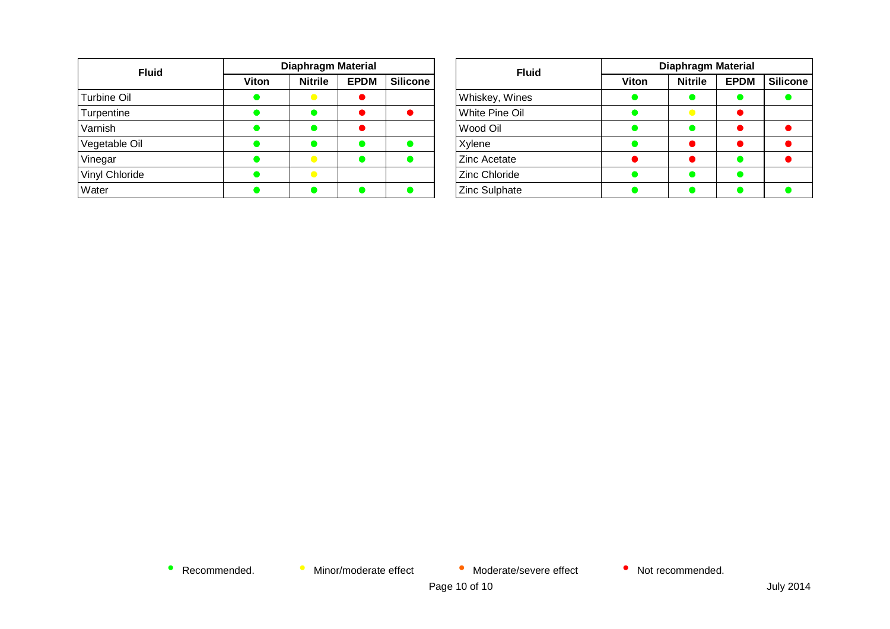| Fluid | Diaphragm Material | | | |
|---|---|---|---|---|
| | Viton | Nitrile | EPDM | Silicone |
| Turbine Oil | 🟢 | 🟡 | 🔴 | |
| Turpentine | 🟢 | 🟢 | 🔴 | 🔴 |
| Varnish | 🟢 | 🟢 | 🔴 | |
| Vegetable Oil | 🟢 | 🟢 | 🟢 | 🟢 |
| Vinegar | 🟢 | 🟡 | 🟢 | 🟢 |
| Vinyl Chloride | 🟢 | 🟡 | | |
| Water | 🟢 | 🟢 | 🟢 | 🟢 |
| Whiskey, Wines | 🟢 | 🟢 | 🟢 | 🟢 |
| White Pine Oil | 🟢 | 🟡 | 🔴 | |
| Wood Oil | 🟢 | 🟢 | 🔴 | 🔴 |
| Xylene | 🟢 | 🔴 | 🔴 | 🔴 |
| Zinc Acetate | 🔴 | 🔴 | 🟢 | 🔴 |
| Zinc Chloride | 🟢 | 🟢 | 🟢 | |
| Zinc Sulphate | 🟢 | 🟢 | 🟢 | 🟢 |

🟢 Recommended. 🟡 Minor/moderate effect 🟠 Moderate/severe effect 🔴 Not recommended.